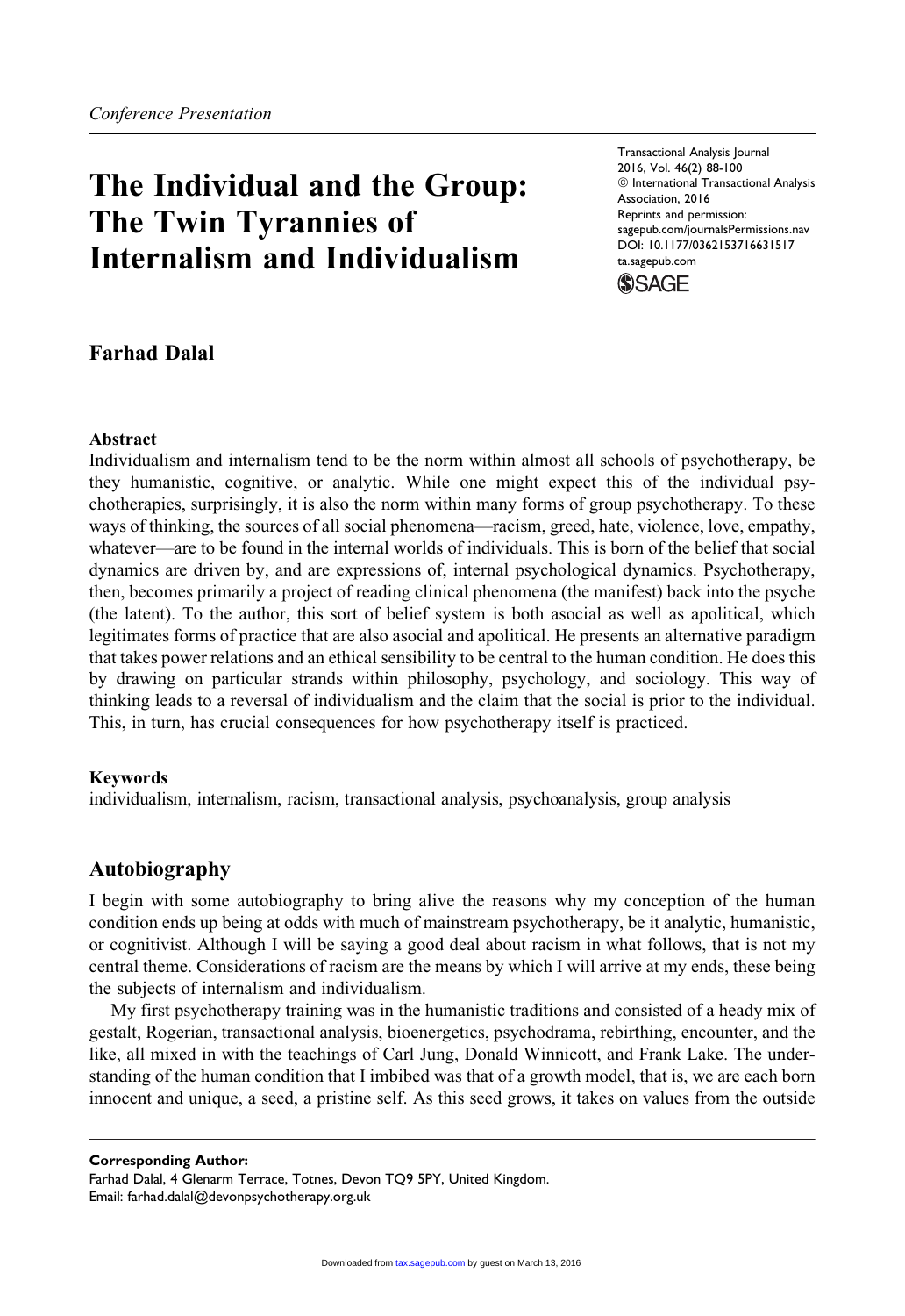*Conference Presentation*

# The Individual and the Group: The Twin Tyrannies of Internalism and Individualism

Transactional Analysis Journal
2016, Vol. 46(2) 88-100
© International Transactional Analysis Association, 2016
Reprints and permission: sagepub.com/journalsPermissions.nav
DOI: 10.1177/0362153716631517
ta.sagepub.com

**Farhad Dalal**

### Abstract

Individualism and internalism tend to be the norm within almost all schools of psychotherapy, be they humanistic, cognitive, or analytic. While one might expect this of the individual psychotherapies, surprisingly, it is also the norm within many forms of group psychotherapy. To these ways of thinking, the sources of all social phenomena—racism, greed, hate, violence, love, empathy, whatever—are to be found in the internal worlds of individuals. This is born of the belief that social dynamics are driven by, and are expressions of, internal psychological dynamics. Psychotherapy, then, becomes primarily a project of reading clinical phenomena (the manifest) back into the psyche (the latent). To the author, this sort of belief system is both asocial as well as apolitical, which legitimates forms of practice that are also asocial and apolitical. He presents an alternative paradigm that takes power relations and an ethical sensibility to be central to the human condition. He does this by drawing on particular strands within philosophy, psychology, and sociology. This way of thinking leads to a reversal of individualism and the claim that the social is prior to the individual. This, in turn, has crucial consequences for how psychotherapy itself is practiced.

### Keywords

individualism, internalism, racism, transactional analysis, psychoanalysis, group analysis

## Autobiography

I begin with some autobiography to bring alive the reasons why my conception of the human condition ends up being at odds with much of mainstream psychotherapy, be it analytic, humanistic, or cognitivist. Although I will be saying a good deal about racism in what follows, that is not my central theme. Considerations of racism are the means by which I will arrive at my ends, these being the subjects of internalism and individualism.

My first psychotherapy training was in the humanistic traditions and consisted of a heady mix of gestalt, Rogerian, transactional analysis, bioenergetics, psychodrama, rebirthing, encounter, and the like, all mixed in with the teachings of Carl Jung, Donald Winnicott, and Frank Lake. The understanding of the human condition that I imbibed was that of a growth model, that is, we are each born innocent and unique, a seed, a pristine self. As this seed grows, it takes on values from the outside

**Corresponding Author:**
Farhad Dalal, 4 Glenarm Terrace, Totnes, Devon TQ9 5PY, United Kingdom.
Email: farhad.dalal@devonpsychotherapy.org.uk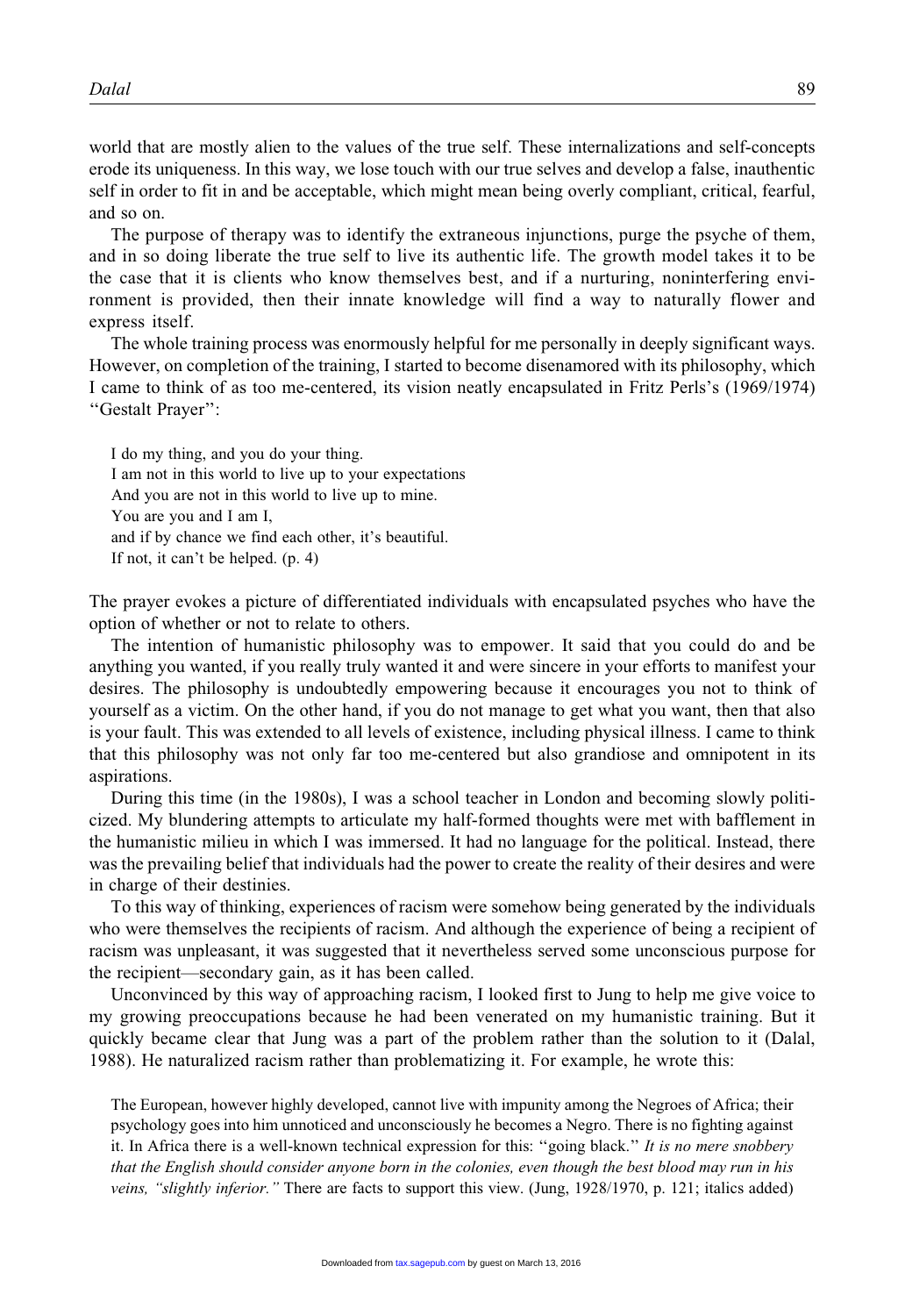world that are mostly alien to the values of the true self. These internalizations and self-concepts erode its uniqueness. In this way, we lose touch with our true selves and develop a false, inauthentic self in order to fit in and be acceptable, which might mean being overly compliant, critical, fearful, and so on.

The purpose of therapy was to identify the extraneous injunctions, purge the psyche of them, and in so doing liberate the true self to live its authentic life. The growth model takes it to be the case that it is clients who know themselves best, and if a nurturing, noninterfering environment is provided, then their innate knowledge will find a way to naturally flower and express itself.

The whole training process was enormously helpful for me personally in deeply significant ways. However, on completion of the training, I started to become disenamored with its philosophy, which I came to think of as too me-centered, its vision neatly encapsulated in Fritz Perls's (1969/1974) "Gestalt Prayer":

> I do my thing, and you do your thing.
> I am not in this world to live up to your expectations
> And you are not in this world to live up to mine.
> You are you and I am I,
> and if by chance we find each other, it's beautiful.
> If not, it can't be helped. (p. 4)

The prayer evokes a picture of differentiated individuals with encapsulated psyches who have the option of whether or not to relate to others.

The intention of humanistic philosophy was to empower. It said that you could do and be anything you wanted, if you really truly wanted it and were sincere in your efforts to manifest your desires. The philosophy is undoubtedly empowering because it encourages you not to think of yourself as a victim. On the other hand, if you do not manage to get what you want, then that also is your fault. This was extended to all levels of existence, including physical illness. I came to think that this philosophy was not only far too me-centered but also grandiose and omnipotent in its aspirations.

During this time (in the 1980s), I was a school teacher in London and becoming slowly politicized. My blundering attempts to articulate my half-formed thoughts were met with bafflement in the humanistic milieu in which I was immersed. It had no language for the political. Instead, there was the prevailing belief that individuals had the power to create the reality of their desires and were in charge of their destinies.

To this way of thinking, experiences of racism were somehow being generated by the individuals who were themselves the recipients of racism. And although the experience of being a recipient of racism was unpleasant, it was suggested that it nevertheless served some unconscious purpose for the recipient—secondary gain, as it has been called.

Unconvinced by this way of approaching racism, I looked first to Jung to help me give voice to my growing preoccupations because he had been venerated on my humanistic training. But it quickly became clear that Jung was a part of the problem rather than the solution to it (Dalal, 1988). He naturalized racism rather than problematizing it. For example, he wrote this:

> The European, however highly developed, cannot live with impunity among the Negroes of Africa; their psychology goes into him unnoticed and unconsciously he becomes a Negro. There is no fighting against it. In Africa there is a well-known technical expression for this: "going black." *It is no mere snobbery that the English should consider anyone born in the colonies, even though the best blood may run in his veins, "slightly inferior."* There are facts to support this view. (Jung, 1928/1970, p. 121; italics added)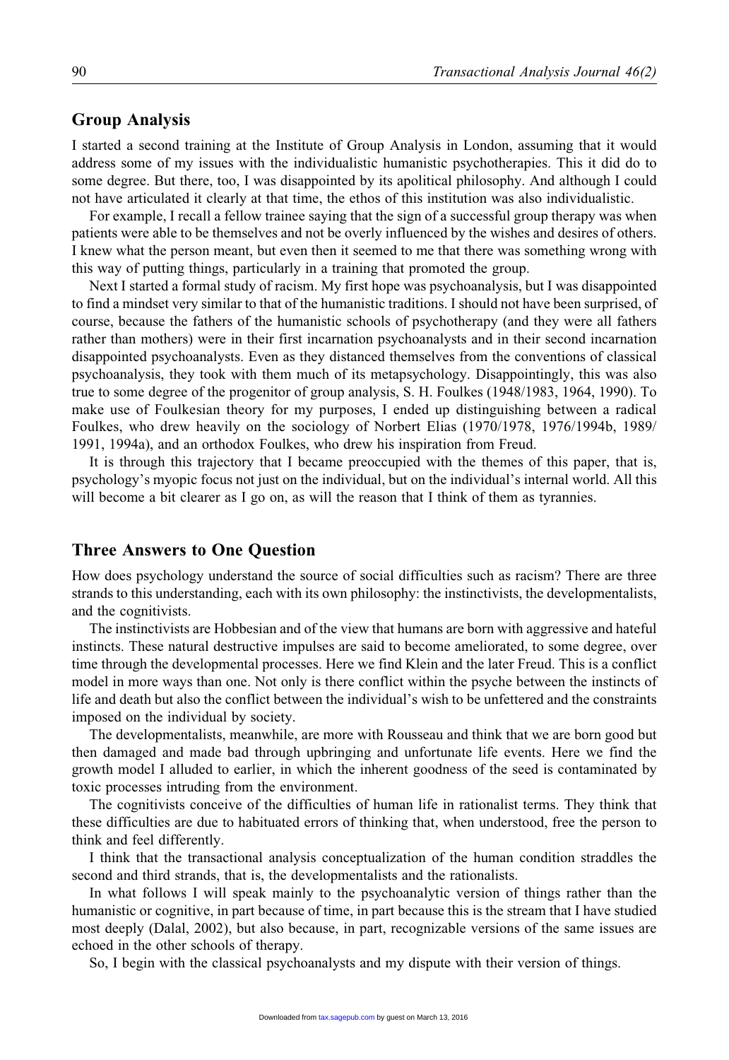## Group Analysis

I started a second training at the Institute of Group Analysis in London, assuming that it would address some of my issues with the individualistic humanistic psychotherapies. This it did do to some degree. But there, too, I was disappointed by its apolitical philosophy. And although I could not have articulated it clearly at that time, the ethos of this institution was also individualistic.

For example, I recall a fellow trainee saying that the sign of a successful group therapy was when patients were able to be themselves and not be overly influenced by the wishes and desires of others. I knew what the person meant, but even then it seemed to me that there was something wrong with this way of putting things, particularly in a training that promoted the group.

Next I started a formal study of racism. My first hope was psychoanalysis, but I was disappointed to find a mindset very similar to that of the humanistic traditions. I should not have been surprised, of course, because the fathers of the humanistic schools of psychotherapy (and they were all fathers rather than mothers) were in their first incarnation psychoanalysts and in their second incarnation disappointed psychoanalysts. Even as they distanced themselves from the conventions of classical psychoanalysis, they took with them much of its metapsychology. Disappointingly, this was also true to some degree of the progenitor of group analysis, S. H. Foulkes (1948/1983, 1964, 1990). To make use of Foulkesian theory for my purposes, I ended up distinguishing between a radical Foulkes, who drew heavily on the sociology of Norbert Elias (1970/1978, 1976/1994b, 1989/1991, 1994a), and an orthodox Foulkes, who drew his inspiration from Freud.

It is through this trajectory that I became preoccupied with the themes of this paper, that is, psychology's myopic focus not just on the individual, but on the individual's internal world. All this will become a bit clearer as I go on, as will the reason that I think of them as tyrannies.

## Three Answers to One Question

How does psychology understand the source of social difficulties such as racism? There are three strands to this understanding, each with its own philosophy: the instinctivists, the developmentalists, and the cognitivists.

The instinctivists are Hobbesian and of the view that humans are born with aggressive and hateful instincts. These natural destructive impulses are said to become ameliorated, to some degree, over time through the developmental processes. Here we find Klein and the later Freud. This is a conflict model in more ways than one. Not only is there conflict within the psyche between the instincts of life and death but also the conflict between the individual's wish to be unfettered and the constraints imposed on the individual by society.

The developmentalists, meanwhile, are more with Rousseau and think that we are born good but then damaged and made bad through upbringing and unfortunate life events. Here we find the growth model I alluded to earlier, in which the inherent goodness of the seed is contaminated by toxic processes intruding from the environment.

The cognitivists conceive of the difficulties of human life in rationalist terms. They think that these difficulties are due to habituated errors of thinking that, when understood, free the person to think and feel differently.

I think that the transactional analysis conceptualization of the human condition straddles the second and third strands, that is, the developmentalists and the rationalists.

In what follows I will speak mainly to the psychoanalytic version of things rather than the humanistic or cognitive, in part because of time, in part because this is the stream that I have studied most deeply (Dalal, 2002), but also because, in part, recognizable versions of the same issues are echoed in the other schools of therapy.

So, I begin with the classical psychoanalysts and my dispute with their version of things.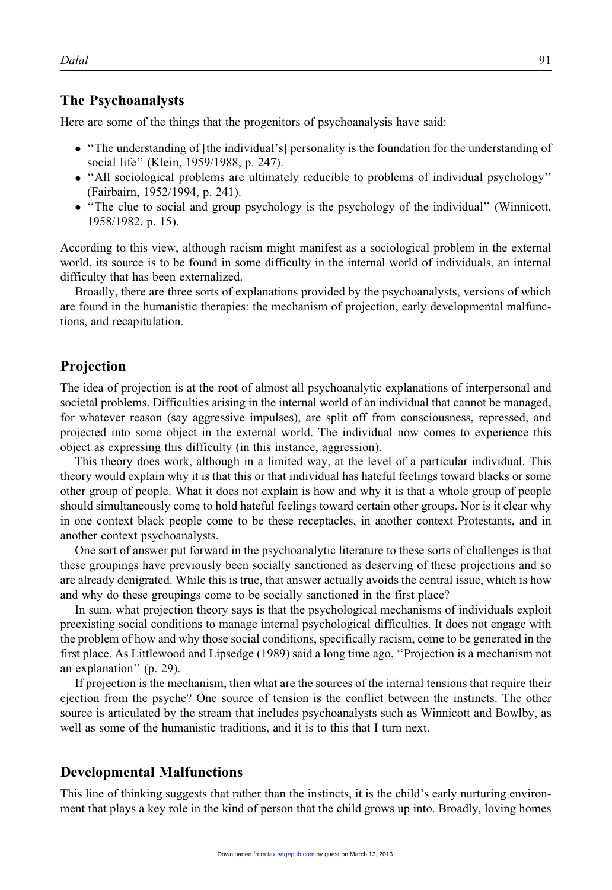## The Psychoanalysts

Here are some of the things that the progenitors of psychoanalysis have said:

- "The understanding of [the individual's] personality is the foundation for the understanding of social life" (Klein, 1959/1988, p. 247).
- "All sociological problems are ultimately reducible to problems of individual psychology" (Fairbairn, 1952/1994, p. 241).
- "The clue to social and group psychology is the psychology of the individual" (Winnicott, 1958/1982, p. 15).

According to this view, although racism might manifest as a sociological problem in the external world, its source is to be found in some difficulty in the internal world of individuals, an internal difficulty that has been externalized.

Broadly, there are three sorts of explanations provided by the psychoanalysts, versions of which are found in the humanistic therapies: the mechanism of projection, early developmental malfunctions, and recapitulation.

## Projection

The idea of projection is at the root of almost all psychoanalytic explanations of interpersonal and societal problems. Difficulties arising in the internal world of an individual that cannot be managed, for whatever reason (say aggressive impulses), are split off from consciousness, repressed, and projected into some object in the external world. The individual now comes to experience this object as expressing this difficulty (in this instance, aggression).

This theory does work, although in a limited way, at the level of a particular individual. This theory would explain why it is that this or that individual has hateful feelings toward blacks or some other group of people. What it does not explain is how and why it is that a whole group of people should simultaneously come to hold hateful feelings toward certain other groups. Nor is it clear why in one context black people come to be these receptacles, in another context Protestants, and in another context psychoanalysts.

One sort of answer put forward in the psychoanalytic literature to these sorts of challenges is that these groupings have previously been socially sanctioned as deserving of these projections and so are already denigrated. While this is true, that answer actually avoids the central issue, which is how and why do these groupings come to be socially sanctioned in the first place?

In sum, what projection theory says is that the psychological mechanisms of individuals exploit preexisting social conditions to manage internal psychological difficulties. It does not engage with the problem of how and why those social conditions, specifically racism, come to be generated in the first place. As Littlewood and Lipsedge (1989) said a long time ago, "Projection is a mechanism not an explanation" (p. 29).

If projection is the mechanism, then what are the sources of the internal tensions that require their ejection from the psyche? One source of tension is the conflict between the instincts. The other source is articulated by the stream that includes psychoanalysts such as Winnicott and Bowlby, as well as some of the humanistic traditions, and it is to this that I turn next.

## Developmental Malfunctions

This line of thinking suggests that rather than the instincts, it is the child's early nurturing environment that plays a key role in the kind of person that the child grows up into. Broadly, loving homes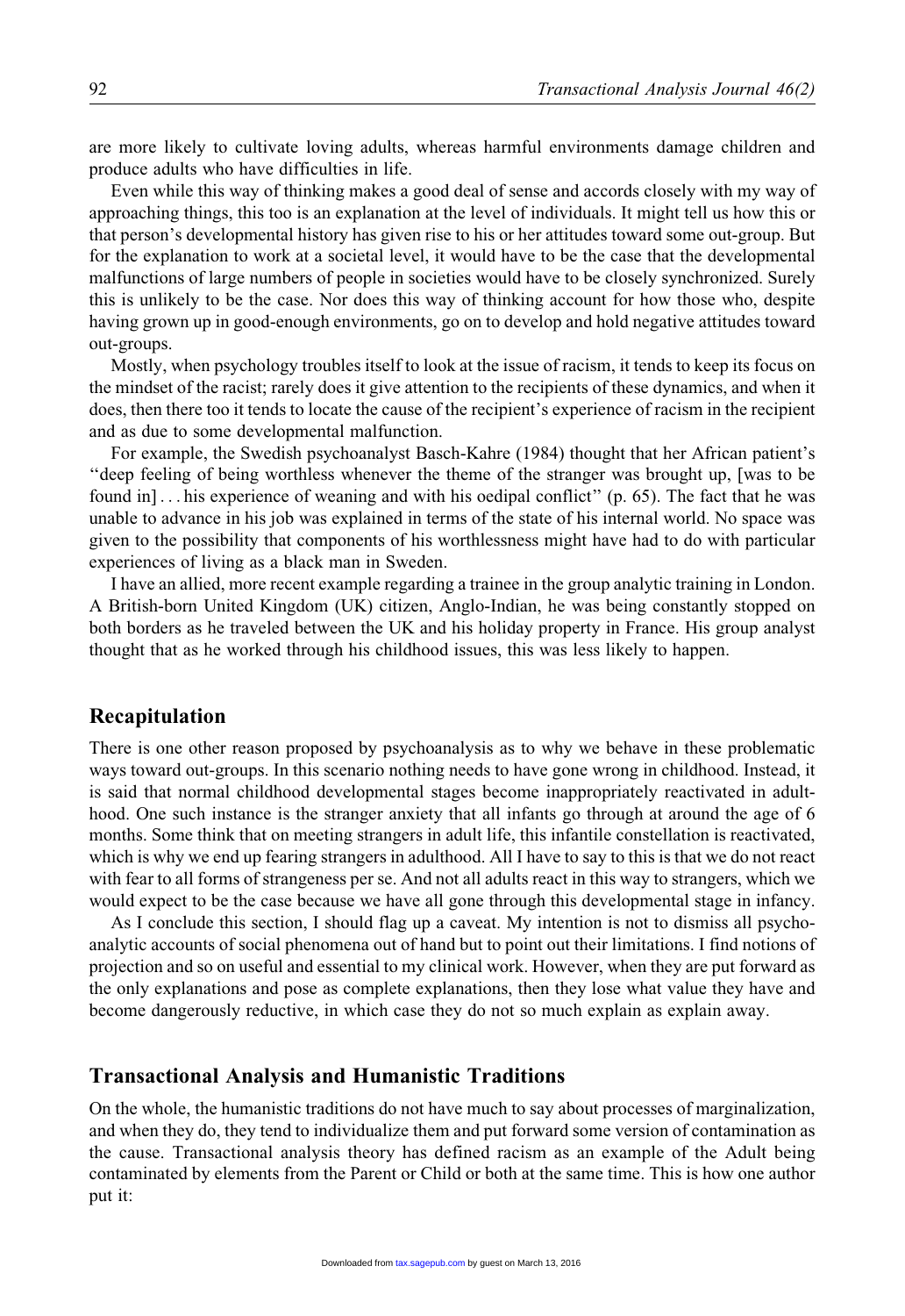are more likely to cultivate loving adults, whereas harmful environments damage children and produce adults who have difficulties in life.

Even while this way of thinking makes a good deal of sense and accords closely with my way of approaching things, this too is an explanation at the level of individuals. It might tell us how this or that person's developmental history has given rise to his or her attitudes toward some out-group. But for the explanation to work at a societal level, it would have to be the case that the developmental malfunctions of large numbers of people in societies would have to be closely synchronized. Surely this is unlikely to be the case. Nor does this way of thinking account for how those who, despite having grown up in good-enough environments, go on to develop and hold negative attitudes toward out-groups.

Mostly, when psychology troubles itself to look at the issue of racism, it tends to keep its focus on the mindset of the racist; rarely does it give attention to the recipients of these dynamics, and when it does, then there too it tends to locate the cause of the recipient's experience of racism in the recipient and as due to some developmental malfunction.

For example, the Swedish psychoanalyst Basch-Kahre (1984) thought that her African patient's "deep feeling of being worthless whenever the theme of the stranger was brought up, [was to be found in] . . . his experience of weaning and with his oedipal conflict" (p. 65). The fact that he was unable to advance in his job was explained in terms of the state of his internal world. No space was given to the possibility that components of his worthlessness might have had to do with particular experiences of living as a black man in Sweden.

I have an allied, more recent example regarding a trainee in the group analytic training in London. A British-born United Kingdom (UK) citizen, Anglo-Indian, he was being constantly stopped on both borders as he traveled between the UK and his holiday property in France. His group analyst thought that as he worked through his childhood issues, this was less likely to happen.

## Recapitulation

There is one other reason proposed by psychoanalysis as to why we behave in these problematic ways toward out-groups. In this scenario nothing needs to have gone wrong in childhood. Instead, it is said that normal childhood developmental stages become inappropriately reactivated in adulthood. One such instance is the stranger anxiety that all infants go through at around the age of 6 months. Some think that on meeting strangers in adult life, this infantile constellation is reactivated, which is why we end up fearing strangers in adulthood. All I have to say to this is that we do not react with fear to all forms of strangeness per se. And not all adults react in this way to strangers, which we would expect to be the case because we have all gone through this developmental stage in infancy.

As I conclude this section, I should flag up a caveat. My intention is not to dismiss all psychoanalytic accounts of social phenomena out of hand but to point out their limitations. I find notions of projection and so on useful and essential to my clinical work. However, when they are put forward as the only explanations and pose as complete explanations, then they lose what value they have and become dangerously reductive, in which case they do not so much explain as explain away.

## Transactional Analysis and Humanistic Traditions

On the whole, the humanistic traditions do not have much to say about processes of marginalization, and when they do, they tend to individualize them and put forward some version of contamination as the cause. Transactional analysis theory has defined racism as an example of the Adult being contaminated by elements from the Parent or Child or both at the same time. This is how one author put it: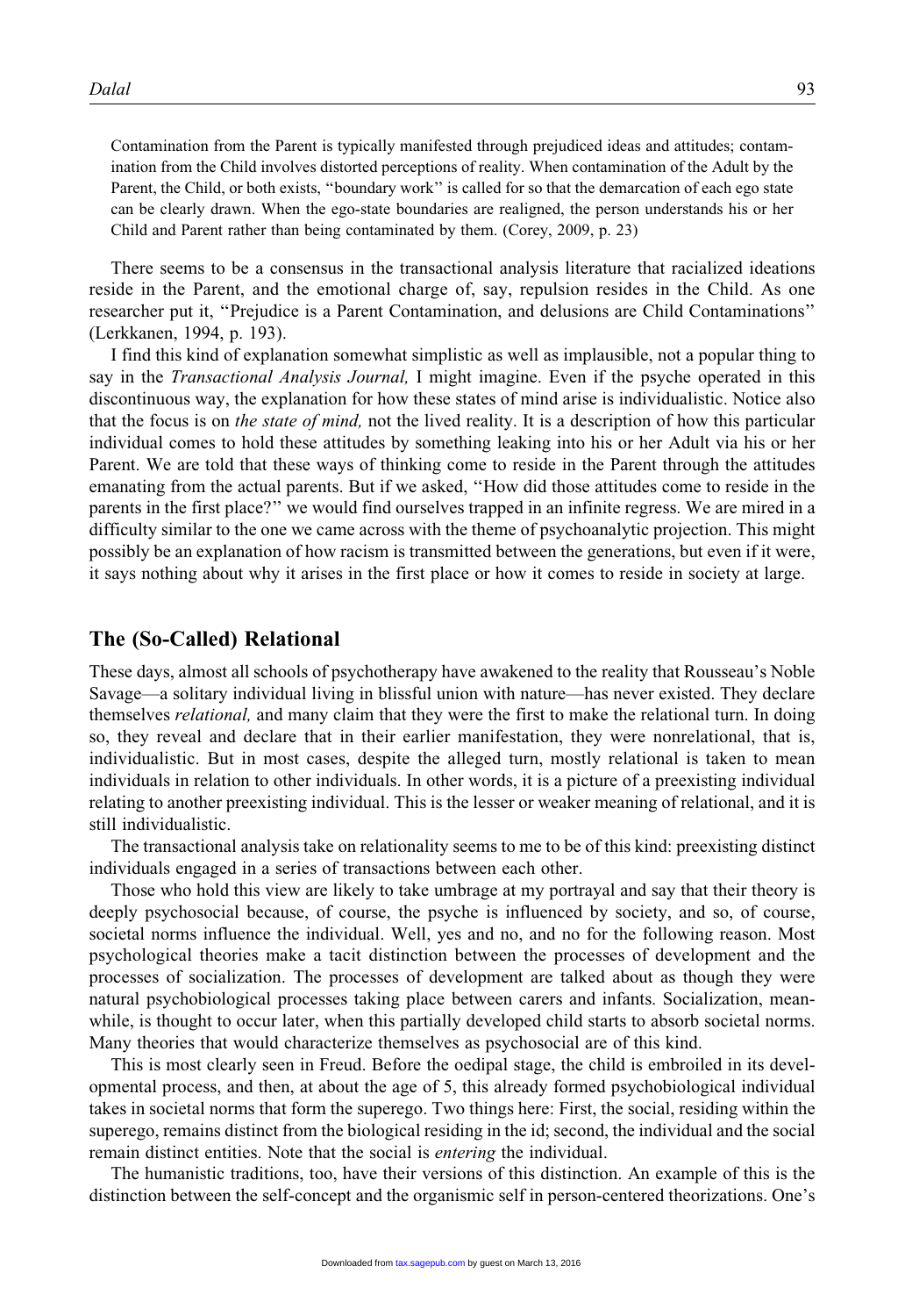> Contamination from the Parent is typically manifested through prejudiced ideas and attitudes; contamination from the Child involves distorted perceptions of reality. When contamination of the Adult by the Parent, the Child, or both exists, "boundary work" is called for so that the demarcation of each ego state can be clearly drawn. When the ego-state boundaries are realigned, the person understands his or her Child and Parent rather than being contaminated by them. (Corey, 2009, p. 23)

There seems to be a consensus in the transactional analysis literature that racialized ideations reside in the Parent, and the emotional charge of, say, repulsion resides in the Child. As one researcher put it, "Prejudice is a Parent Contamination, and delusions are Child Contaminations" (Lerkkanen, 1994, p. 193).

I find this kind of explanation somewhat simplistic as well as implausible, not a popular thing to say in the *Transactional Analysis Journal,* I might imagine. Even if the psyche operated in this discontinuous way, the explanation for how these states of mind arise is individualistic. Notice also that the focus is on *the state of mind,* not the lived reality. It is a description of how this particular individual comes to hold these attitudes by something leaking into his or her Adult via his or her Parent. We are told that these ways of thinking come to reside in the Parent through the attitudes emanating from the actual parents. But if we asked, "How did those attitudes come to reside in the parents in the first place?" we would find ourselves trapped in an infinite regress. We are mired in a difficulty similar to the one we came across with the theme of psychoanalytic projection. This might possibly be an explanation of how racism is transmitted between the generations, but even if it were, it says nothing about why it arises in the first place or how it comes to reside in society at large.

## The (So-Called) Relational

These days, almost all schools of psychotherapy have awakened to the reality that Rousseau's Noble Savage—a solitary individual living in blissful union with nature—has never existed. They declare themselves *relational,* and many claim that they were the first to make the relational turn. In doing so, they reveal and declare that in their earlier manifestation, they were nonrelational, that is, individualistic. But in most cases, despite the alleged turn, mostly relational is taken to mean individuals in relation to other individuals. In other words, it is a picture of a preexisting individual relating to another preexisting individual. This is the lesser or weaker meaning of relational, and it is still individualistic.

The transactional analysis take on relationality seems to me to be of this kind: preexisting distinct individuals engaged in a series of transactions between each other.

Those who hold this view are likely to take umbrage at my portrayal and say that their theory is deeply psychosocial because, of course, the psyche is influenced by society, and so, of course, societal norms influence the individual. Well, yes and no, and no for the following reason. Most psychological theories make a tacit distinction between the processes of development and the processes of socialization. The processes of development are talked about as though they were natural psychobiological processes taking place between carers and infants. Socialization, meanwhile, is thought to occur later, when this partially developed child starts to absorb societal norms. Many theories that would characterize themselves as psychosocial are of this kind.

This is most clearly seen in Freud. Before the oedipal stage, the child is embroiled in its developmental process, and then, at about the age of 5, this already formed psychobiological individual takes in societal norms that form the superego. Two things here: First, the social, residing within the superego, remains distinct from the biological residing in the id; second, the individual and the social remain distinct entities. Note that the social is *entering* the individual.

The humanistic traditions, too, have their versions of this distinction. An example of this is the distinction between the self-concept and the organismic self in person-centered theorizations. One's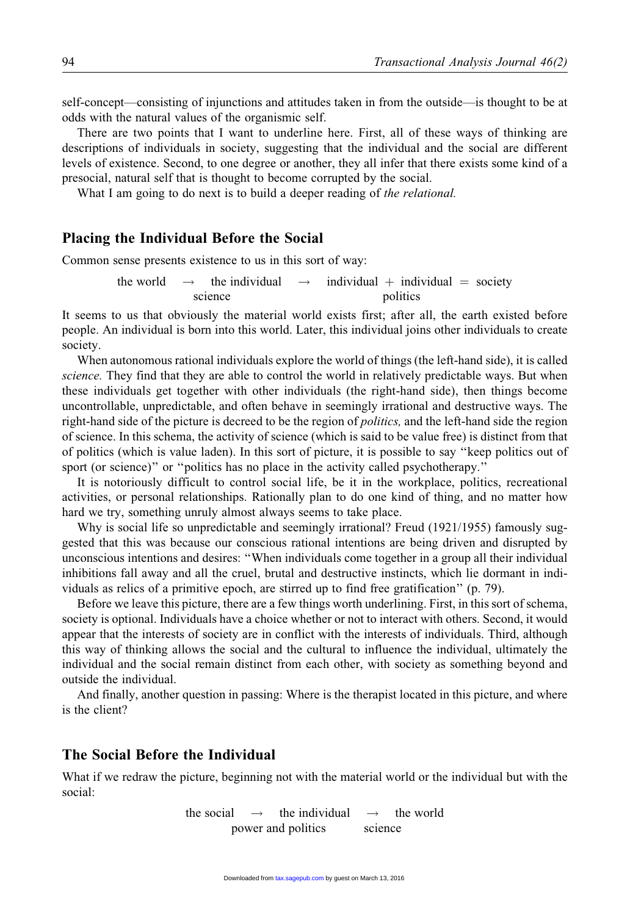self-concept—consisting of injunctions and attitudes taken in from the outside—is thought to be at odds with the natural values of the organismic self.

There are two points that I want to underline here. First, all of these ways of thinking are descriptions of individuals in society, suggesting that the individual and the social are different levels of existence. Second, to one degree or another, they all infer that there exists some kind of a presocial, natural self that is thought to become corrupted by the social.

What I am going to do next is to build a deeper reading of *the relational.*

## Placing the Individual Before the Social

Common sense presents existence to us in this sort of way:

$$\text{the world} \underset{\text{science}}{\rightarrow} \text{the individual} \rightarrow \underset{\text{politics}}{\text{individual} + \text{individual} = \text{society}}$$

It seems to us that obviously the material world exists first; after all, the earth existed before people. An individual is born into this world. Later, this individual joins other individuals to create society.

When autonomous rational individuals explore the world of things (the left-hand side), it is called *science.* They find that they are able to control the world in relatively predictable ways. But when these individuals get together with other individuals (the right-hand side), then things become uncontrollable, unpredictable, and often behave in seemingly irrational and destructive ways. The right-hand side of the picture is decreed to be the region of *politics,* and the left-hand side the region of science. In this schema, the activity of science (which is said to be value free) is distinct from that of politics (which is value laden). In this sort of picture, it is possible to say "keep politics out of sport (or science)" or "politics has no place in the activity called psychotherapy."

It is notoriously difficult to control social life, be it in the workplace, politics, recreational activities, or personal relationships. Rationally plan to do one kind of thing, and no matter how hard we try, something unruly almost always seems to take place.

Why is social life so unpredictable and seemingly irrational? Freud (1921/1955) famously suggested that this was because our conscious rational intentions are being driven and disrupted by unconscious intentions and desires: "When individuals come together in a group all their individual inhibitions fall away and all the cruel, brutal and destructive instincts, which lie dormant in individuals as relics of a primitive epoch, are stirred up to find free gratification" (p. 79).

Before we leave this picture, there are a few things worth underlining. First, in this sort of schema, society is optional. Individuals have a choice whether or not to interact with others. Second, it would appear that the interests of society are in conflict with the interests of individuals. Third, although this way of thinking allows the social and the cultural to influence the individual, ultimately the individual and the social remain distinct from each other, with society as something beyond and outside the individual.

And finally, another question in passing: Where is the therapist located in this picture, and where is the client?

## The Social Before the Individual

What if we redraw the picture, beginning not with the material world or the individual but with the social:

$$\text{the social} \underset{\text{power and politics}}{\rightarrow} \text{the individual} \underset{\text{science}}{\rightarrow} \text{the world}$$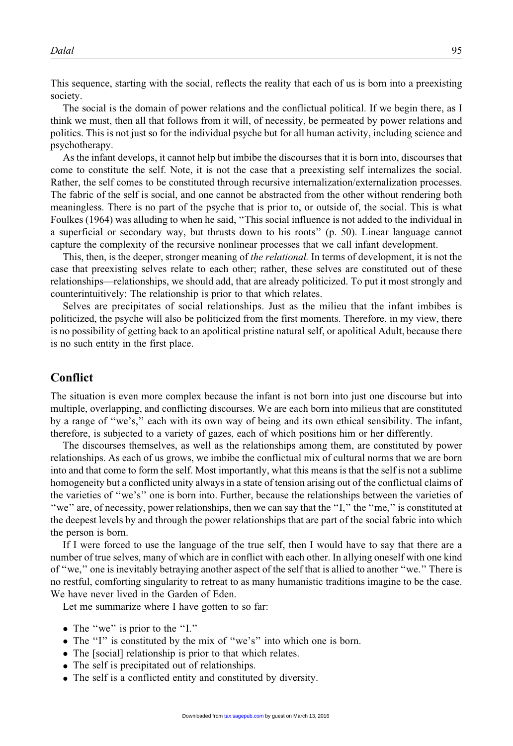This sequence, starting with the social, reflects the reality that each of us is born into a preexisting society.

The social is the domain of power relations and the conflictual political. If we begin there, as I think we must, then all that follows from it will, of necessity, be permeated by power relations and politics. This is not just so for the individual psyche but for all human activity, including science and psychotherapy.

As the infant develops, it cannot help but imbibe the discourses that it is born into, discourses that come to constitute the self. Note, it is not the case that a preexisting self internalizes the social. Rather, the self comes to be constituted through recursive internalization/externalization processes. The fabric of the self is social, and one cannot be abstracted from the other without rendering both meaningless. There is no part of the psyche that is prior to, or outside of, the social. This is what Foulkes (1964) was alluding to when he said, ''This social influence is not added to the individual in a superficial or secondary way, but thrusts down to his roots'' (p. 50). Linear language cannot capture the complexity of the recursive nonlinear processes that we call infant development.

This, then, is the deeper, stronger meaning of *the relational.* In terms of development, it is not the case that preexisting selves relate to each other; rather, these selves are constituted out of these relationships—relationships, we should add, that are already politicized. To put it most strongly and counterintuitively: The relationship is prior to that which relates.

Selves are precipitates of social relationships. Just as the milieu that the infant imbibes is politicized, the psyche will also be politicized from the first moments. Therefore, in my view, there is no possibility of getting back to an apolitical pristine natural self, or apolitical Adult, because there is no such entity in the first place.

## Conflict

The situation is even more complex because the infant is not born into just one discourse but into multiple, overlapping, and conflicting discourses. We are each born into milieus that are constituted by a range of ''we's,'' each with its own way of being and its own ethical sensibility. The infant, therefore, is subjected to a variety of gazes, each of which positions him or her differently.

The discourses themselves, as well as the relationships among them, are constituted by power relationships. As each of us grows, we imbibe the conflictual mix of cultural norms that we are born into and that come to form the self. Most importantly, what this means is that the self is not a sublime homogeneity but a conflicted unity always in a state of tension arising out of the conflictual claims of the varieties of ''we's'' one is born into. Further, because the relationships between the varieties of ''we'' are, of necessity, power relationships, then we can say that the ''I,'' the ''me,'' is constituted at the deepest levels by and through the power relationships that are part of the social fabric into which the person is born.

If I were forced to use the language of the true self, then I would have to say that there are a number of true selves, many of which are in conflict with each other. In allying oneself with one kind of ''we,'' one is inevitably betraying another aspect of the self that is allied to another ''we.'' There is no restful, comforting singularity to retreat to as many humanistic traditions imagine to be the case. We have never lived in the Garden of Eden.

Let me summarize where I have gotten to so far:

- The ''we'' is prior to the ''I.''
- The ''I'' is constituted by the mix of ''we's'' into which one is born.
- The [social] relationship is prior to that which relates.
- The self is precipitated out of relationships.
- The self is a conflicted entity and constituted by diversity.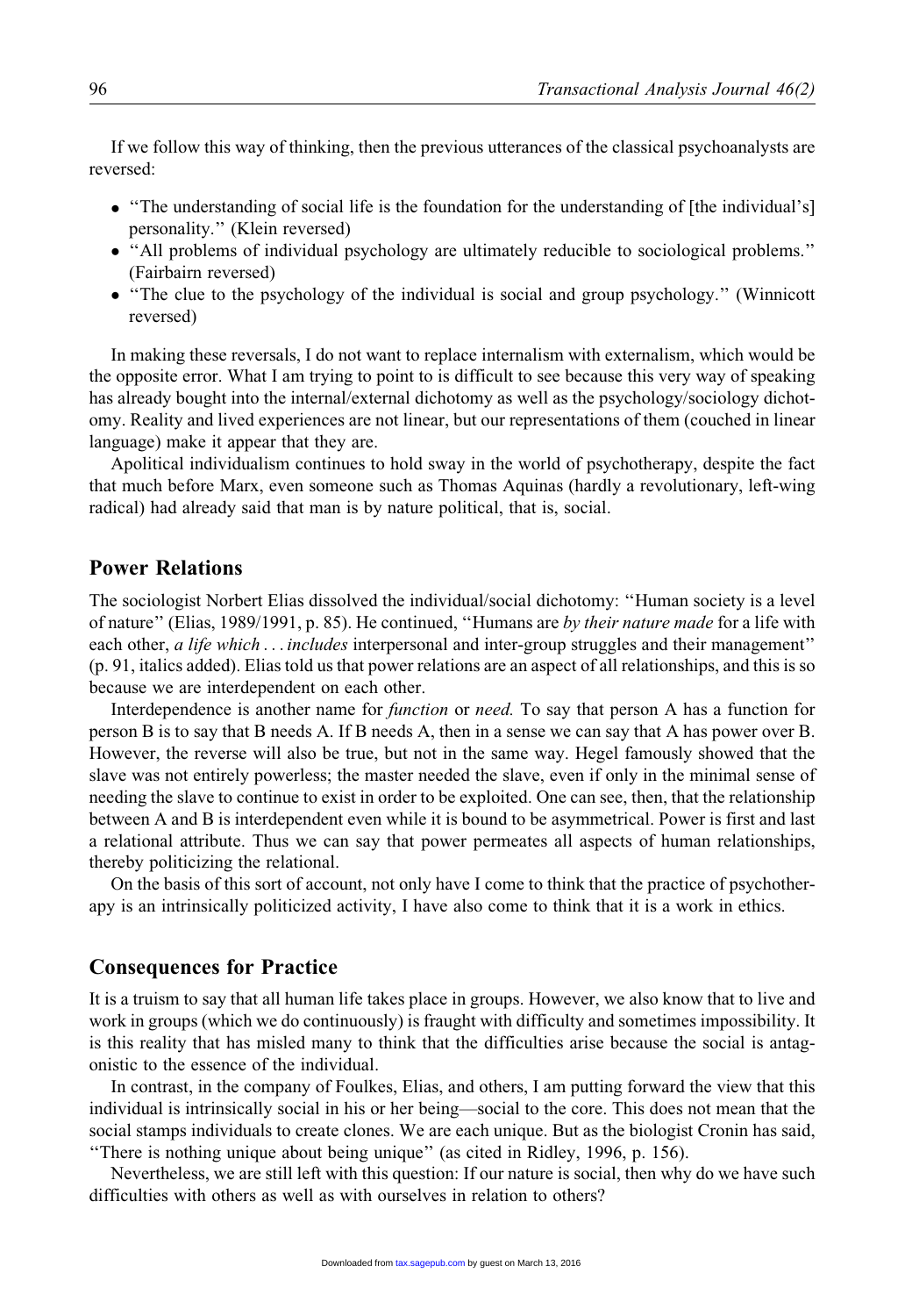If we follow this way of thinking, then the previous utterances of the classical psychoanalysts are reversed:

- "The understanding of social life is the foundation for the understanding of [the individual's] personality." (Klein reversed)
- "All problems of individual psychology are ultimately reducible to sociological problems." (Fairbairn reversed)
- "The clue to the psychology of the individual is social and group psychology." (Winnicott reversed)

In making these reversals, I do not want to replace internalism with externalism, which would be the opposite error. What I am trying to point to is difficult to see because this very way of speaking has already bought into the internal/external dichotomy as well as the psychology/sociology dichotomy. Reality and lived experiences are not linear, but our representations of them (couched in linear language) make it appear that they are.

Apolitical individualism continues to hold sway in the world of psychotherapy, despite the fact that much before Marx, even someone such as Thomas Aquinas (hardly a revolutionary, left-wing radical) had already said that man is by nature political, that is, social.

## Power Relations

The sociologist Norbert Elias dissolved the individual/social dichotomy: "Human society is a level of nature" (Elias, 1989/1991, p. 85). He continued, "Humans are *by their nature made* for a life with each other, *a life which . . . includes* interpersonal and inter-group struggles and their management" (p. 91, italics added). Elias told us that power relations are an aspect of all relationships, and this is so because we are interdependent on each other.

Interdependence is another name for *function* or *need.* To say that person A has a function for person B is to say that B needs A. If B needs A, then in a sense we can say that A has power over B. However, the reverse will also be true, but not in the same way. Hegel famously showed that the slave was not entirely powerless; the master needed the slave, even if only in the minimal sense of needing the slave to continue to exist in order to be exploited. One can see, then, that the relationship between A and B is interdependent even while it is bound to be asymmetrical. Power is first and last a relational attribute. Thus we can say that power permeates all aspects of human relationships, thereby politicizing the relational.

On the basis of this sort of account, not only have I come to think that the practice of psychotherapy is an intrinsically politicized activity, I have also come to think that it is a work in ethics.

## Consequences for Practice

It is a truism to say that all human life takes place in groups. However, we also know that to live and work in groups (which we do continuously) is fraught with difficulty and sometimes impossibility. It is this reality that has misled many to think that the difficulties arise because the social is antagonistic to the essence of the individual.

In contrast, in the company of Foulkes, Elias, and others, I am putting forward the view that this individual is intrinsically social in his or her being—social to the core. This does not mean that the social stamps individuals to create clones. We are each unique. But as the biologist Cronin has said, "There is nothing unique about being unique" (as cited in Ridley, 1996, p. 156).

Nevertheless, we are still left with this question: If our nature is social, then why do we have such difficulties with others as well as with ourselves in relation to others?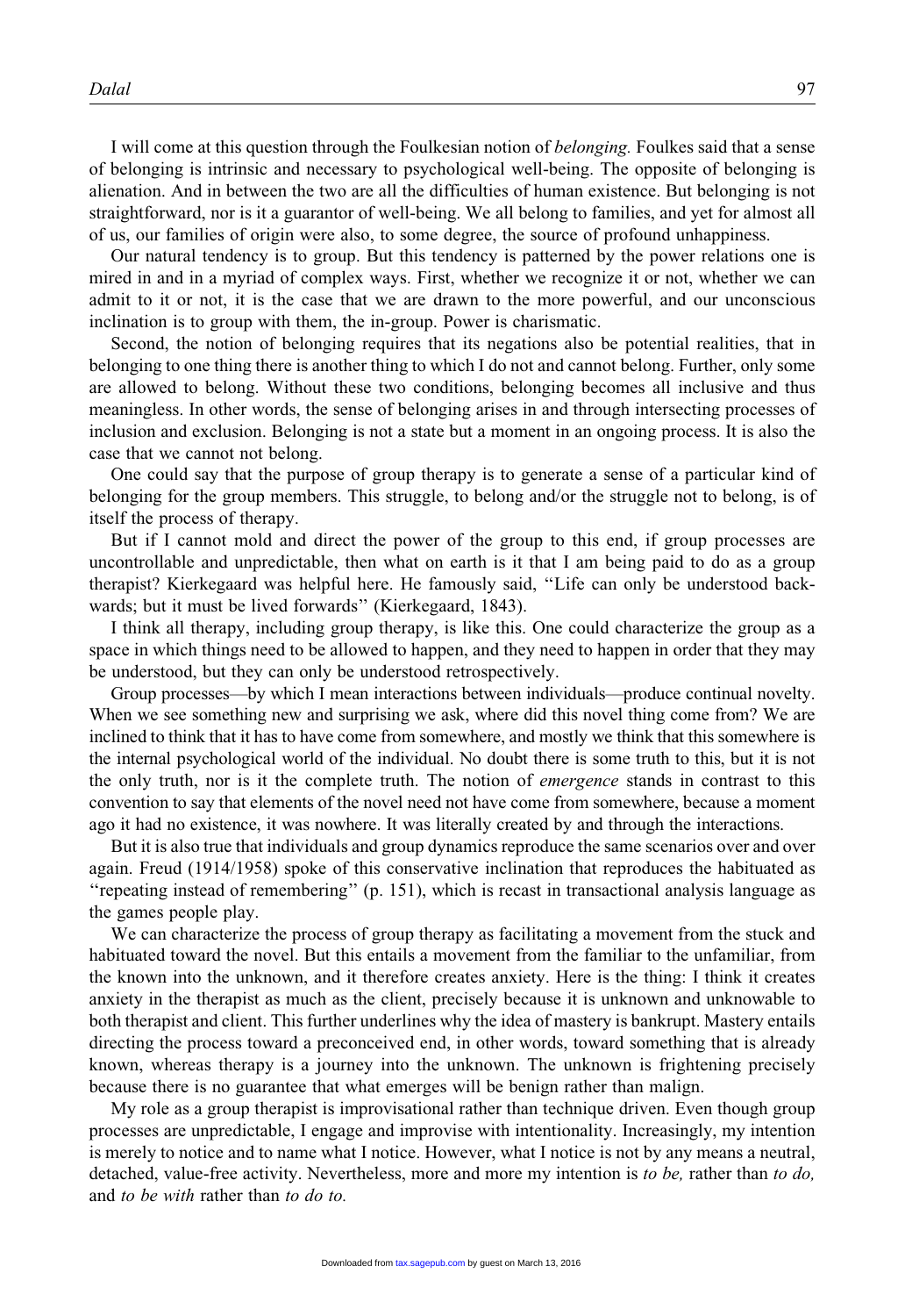I will come at this question through the Foulkesian notion of *belonging.* Foulkes said that a sense of belonging is intrinsic and necessary to psychological well-being. The opposite of belonging is alienation. And in between the two are all the difficulties of human existence. But belonging is not straightforward, nor is it a guarantor of well-being. We all belong to families, and yet for almost all of us, our families of origin were also, to some degree, the source of profound unhappiness.

Our natural tendency is to group. But this tendency is patterned by the power relations one is mired in and in a myriad of complex ways. First, whether we recognize it or not, whether we can admit to it or not, it is the case that we are drawn to the more powerful, and our unconscious inclination is to group with them, the in-group. Power is charismatic.

Second, the notion of belonging requires that its negations also be potential realities, that in belonging to one thing there is another thing to which I do not and cannot belong. Further, only some are allowed to belong. Without these two conditions, belonging becomes all inclusive and thus meaningless. In other words, the sense of belonging arises in and through intersecting processes of inclusion and exclusion. Belonging is not a state but a moment in an ongoing process. It is also the case that we cannot not belong.

One could say that the purpose of group therapy is to generate a sense of a particular kind of belonging for the group members. This struggle, to belong and/or the struggle not to belong, is of itself the process of therapy.

But if I cannot mold and direct the power of the group to this end, if group processes are uncontrollable and unpredictable, then what on earth is it that I am being paid to do as a group therapist? Kierkegaard was helpful here. He famously said, "Life can only be understood backwards; but it must be lived forwards" (Kierkegaard, 1843).

I think all therapy, including group therapy, is like this. One could characterize the group as a space in which things need to be allowed to happen, and they need to happen in order that they may be understood, but they can only be understood retrospectively.

Group processes—by which I mean interactions between individuals—produce continual novelty. When we see something new and surprising we ask, where did this novel thing come from? We are inclined to think that it has to have come from somewhere, and mostly we think that this somewhere is the internal psychological world of the individual. No doubt there is some truth to this, but it is not the only truth, nor is it the complete truth. The notion of *emergence* stands in contrast to this convention to say that elements of the novel need not have come from somewhere, because a moment ago it had no existence, it was nowhere. It was literally created by and through the interactions.

But it is also true that individuals and group dynamics reproduce the same scenarios over and over again. Freud (1914/1958) spoke of this conservative inclination that reproduces the habituated as "repeating instead of remembering" (p. 151), which is recast in transactional analysis language as the games people play.

We can characterize the process of group therapy as facilitating a movement from the stuck and habituated toward the novel. But this entails a movement from the familiar to the unfamiliar, from the known into the unknown, and it therefore creates anxiety. Here is the thing: I think it creates anxiety in the therapist as much as the client, precisely because it is unknown and unknowable to both therapist and client. This further underlines why the idea of mastery is bankrupt. Mastery entails directing the process toward a preconceived end, in other words, toward something that is already known, whereas therapy is a journey into the unknown. The unknown is frightening precisely because there is no guarantee that what emerges will be benign rather than malign.

My role as a group therapist is improvisational rather than technique driven. Even though group processes are unpredictable, I engage and improvise with intentionality. Increasingly, my intention is merely to notice and to name what I notice. However, what I notice is not by any means a neutral, detached, value-free activity. Nevertheless, more and more my intention is *to be,* rather than *to do,* and *to be with* rather than *to do to.*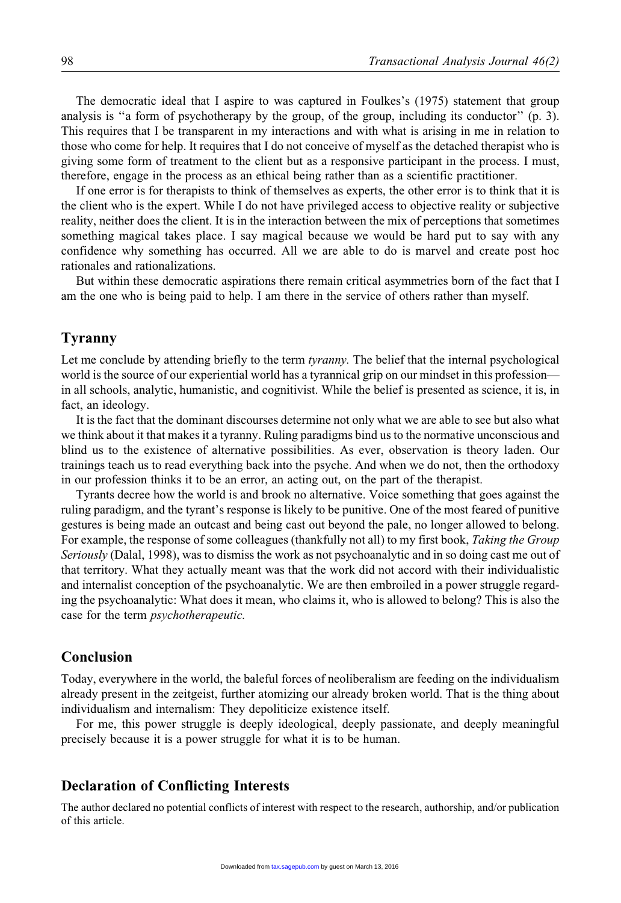The democratic ideal that I aspire to was captured in Foulkes's (1975) statement that group analysis is "a form of psychotherapy by the group, of the group, including its conductor" (p. 3). This requires that I be transparent in my interactions and with what is arising in me in relation to those who come for help. It requires that I do not conceive of myself as the detached therapist who is giving some form of treatment to the client but as a responsive participant in the process. I must, therefore, engage in the process as an ethical being rather than as a scientific practitioner.

If one error is for therapists to think of themselves as experts, the other error is to think that it is the client who is the expert. While I do not have privileged access to objective reality or subjective reality, neither does the client. It is in the interaction between the mix of perceptions that sometimes something magical takes place. I say magical because we would be hard put to say with any confidence why something has occurred. All we are able to do is marvel and create post hoc rationales and rationalizations.

But within these democratic aspirations there remain critical asymmetries born of the fact that I am the one who is being paid to help. I am there in the service of others rather than myself.

## Tyranny

Let me conclude by attending briefly to the term *tyranny.* The belief that the internal psychological world is the source of our experiential world has a tyrannical grip on our mindset in this profession—in all schools, analytic, humanistic, and cognitivist. While the belief is presented as science, it is, in fact, an ideology.

It is the fact that the dominant discourses determine not only what we are able to see but also what we think about it that makes it a tyranny. Ruling paradigms bind us to the normative unconscious and blind us to the existence of alternative possibilities. As ever, observation is theory laden. Our trainings teach us to read everything back into the psyche. And when we do not, then the orthodoxy in our profession thinks it to be an error, an acting out, on the part of the therapist.

Tyrants decree how the world is and brook no alternative. Voice something that goes against the ruling paradigm, and the tyrant's response is likely to be punitive. One of the most feared of punitive gestures is being made an outcast and being cast out beyond the pale, no longer allowed to belong. For example, the response of some colleagues (thankfully not all) to my first book, *Taking the Group Seriously* (Dalal, 1998), was to dismiss the work as not psychoanalytic and in so doing cast me out of that territory. What they actually meant was that the work did not accord with their individualistic and internalist conception of the psychoanalytic. We are then embroiled in a power struggle regarding the psychoanalytic: What does it mean, who claims it, who is allowed to belong? This is also the case for the term *psychotherapeutic.*

## Conclusion

Today, everywhere in the world, the baleful forces of neoliberalism are feeding on the individualism already present in the zeitgeist, further atomizing our already broken world. That is the thing about individualism and internalism: They depoliticize existence itself.

For me, this power struggle is deeply ideological, deeply passionate, and deeply meaningful precisely because it is a power struggle for what it is to be human.

## Declaration of Conflicting Interests

The author declared no potential conflicts of interest with respect to the research, authorship, and/or publication of this article.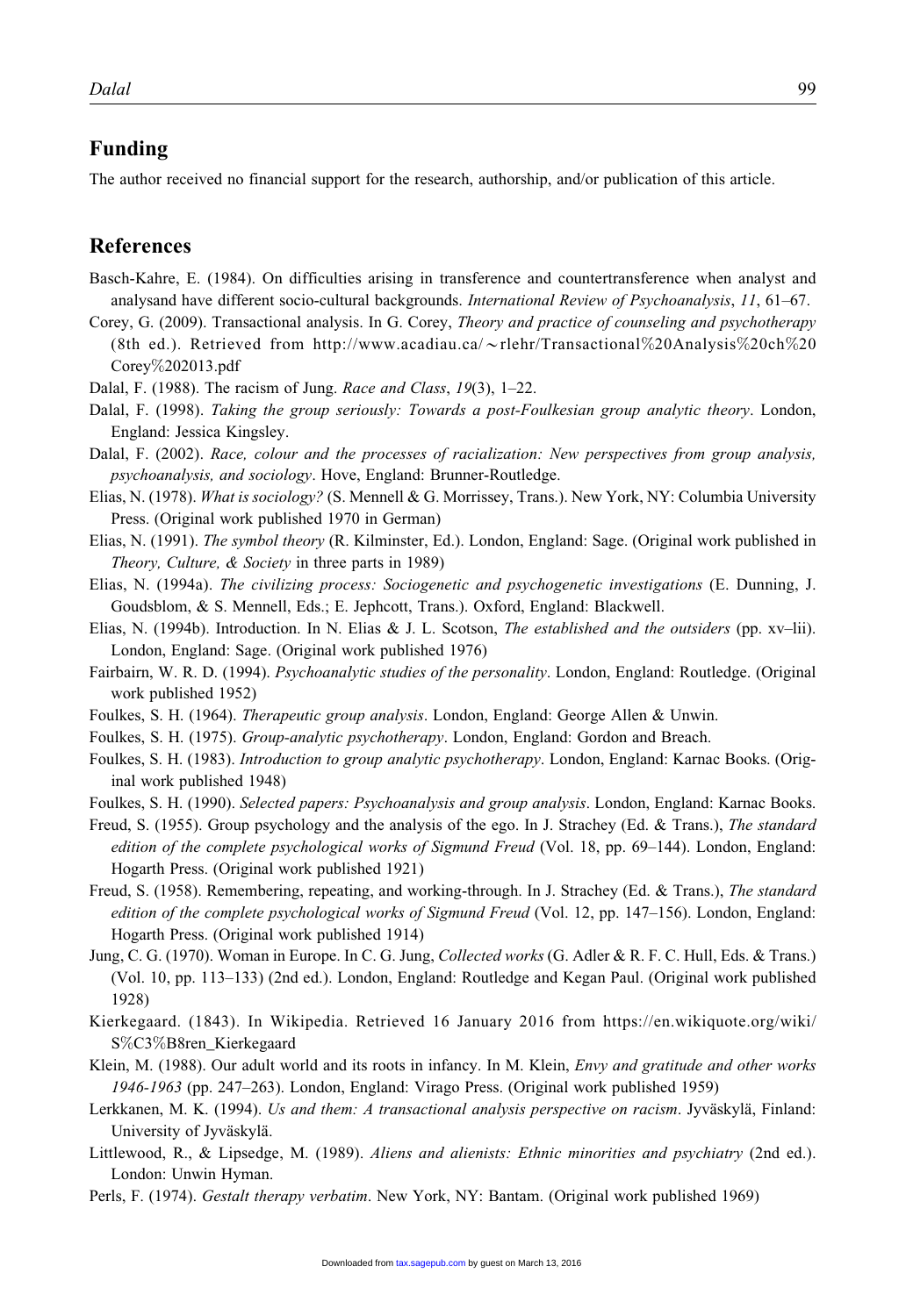## Funding

The author received no financial support for the research, authorship, and/or publication of this article.

## References

Basch-Kahre, E. (1984). On difficulties arising in transference and countertransference when analyst and analysand have different socio-cultural backgrounds. *International Review of Psychoanalysis*, *11*, 61–67.

Corey, G. (2009). Transactional analysis. In G. Corey, *Theory and practice of counseling and psychotherapy* (8th ed.). Retrieved from http://www.acadiau.ca/~rlehr/Transactional%20Analysis%20ch%20Corey%202013.pdf

Dalal, F. (1988). The racism of Jung. *Race and Class*, *19*(3), 1–22.

Dalal, F. (1998). *Taking the group seriously: Towards a post-Foulkesian group analytic theory*. London, England: Jessica Kingsley.

Dalal, F. (2002). *Race, colour and the processes of racialization: New perspectives from group analysis, psychoanalysis, and sociology*. Hove, England: Brunner-Routledge.

Elias, N. (1978). *What is sociology?* (S. Mennell & G. Morrissey, Trans.). New York, NY: Columbia University Press. (Original work published 1970 in German)

Elias, N. (1991). *The symbol theory* (R. Kilminster, Ed.). London, England: Sage. (Original work published in *Theory, Culture, & Society* in three parts in 1989)

Elias, N. (1994a). *The civilizing process: Sociogenetic and psychogenetic investigations* (E. Dunning, J. Goudsblom, & S. Mennell, Eds.; E. Jephcott, Trans.). Oxford, England: Blackwell.

Elias, N. (1994b). Introduction. In N. Elias & J. L. Scotson, *The established and the outsiders* (pp. xv–lii). London, England: Sage. (Original work published 1976)

Fairbairn, W. R. D. (1994). *Psychoanalytic studies of the personality*. London, England: Routledge. (Original work published 1952)

Foulkes, S. H. (1964). *Therapeutic group analysis*. London, England: George Allen & Unwin.

Foulkes, S. H. (1975). *Group-analytic psychotherapy*. London, England: Gordon and Breach.

Foulkes, S. H. (1983). *Introduction to group analytic psychotherapy*. London, England: Karnac Books. (Original work published 1948)

Foulkes, S. H. (1990). *Selected papers: Psychoanalysis and group analysis*. London, England: Karnac Books.

Freud, S. (1955). Group psychology and the analysis of the ego. In J. Strachey (Ed. & Trans.), *The standard edition of the complete psychological works of Sigmund Freud* (Vol. 18, pp. 69–144). London, England: Hogarth Press. (Original work published 1921)

Freud, S. (1958). Remembering, repeating, and working-through. In J. Strachey (Ed. & Trans.), *The standard edition of the complete psychological works of Sigmund Freud* (Vol. 12, pp. 147–156). London, England: Hogarth Press. (Original work published 1914)

Jung, C. G. (1970). Woman in Europe. In C. G. Jung, *Collected works* (G. Adler & R. F. C. Hull, Eds. & Trans.) (Vol. 10, pp. 113–133) (2nd ed.). London, England: Routledge and Kegan Paul. (Original work published 1928)

Kierkegaard. (1843). In Wikipedia. Retrieved 16 January 2016 from https://en.wikiquote.org/wiki/S%C3%B8ren_Kierkegaard

Klein, M. (1988). Our adult world and its roots in infancy. In M. Klein, *Envy and gratitude and other works 1946-1963* (pp. 247–263). London, England: Virago Press. (Original work published 1959)

Lerkkanen, M. K. (1994). *Us and them: A transactional analysis perspective on racism*. Jyväskylä, Finland: University of Jyväskylä.

Littlewood, R., & Lipsedge, M. (1989). *Aliens and alienists: Ethnic minorities and psychiatry* (2nd ed.). London: Unwin Hyman.

Perls, F. (1974). *Gestalt therapy verbatim*. New York, NY: Bantam. (Original work published 1969)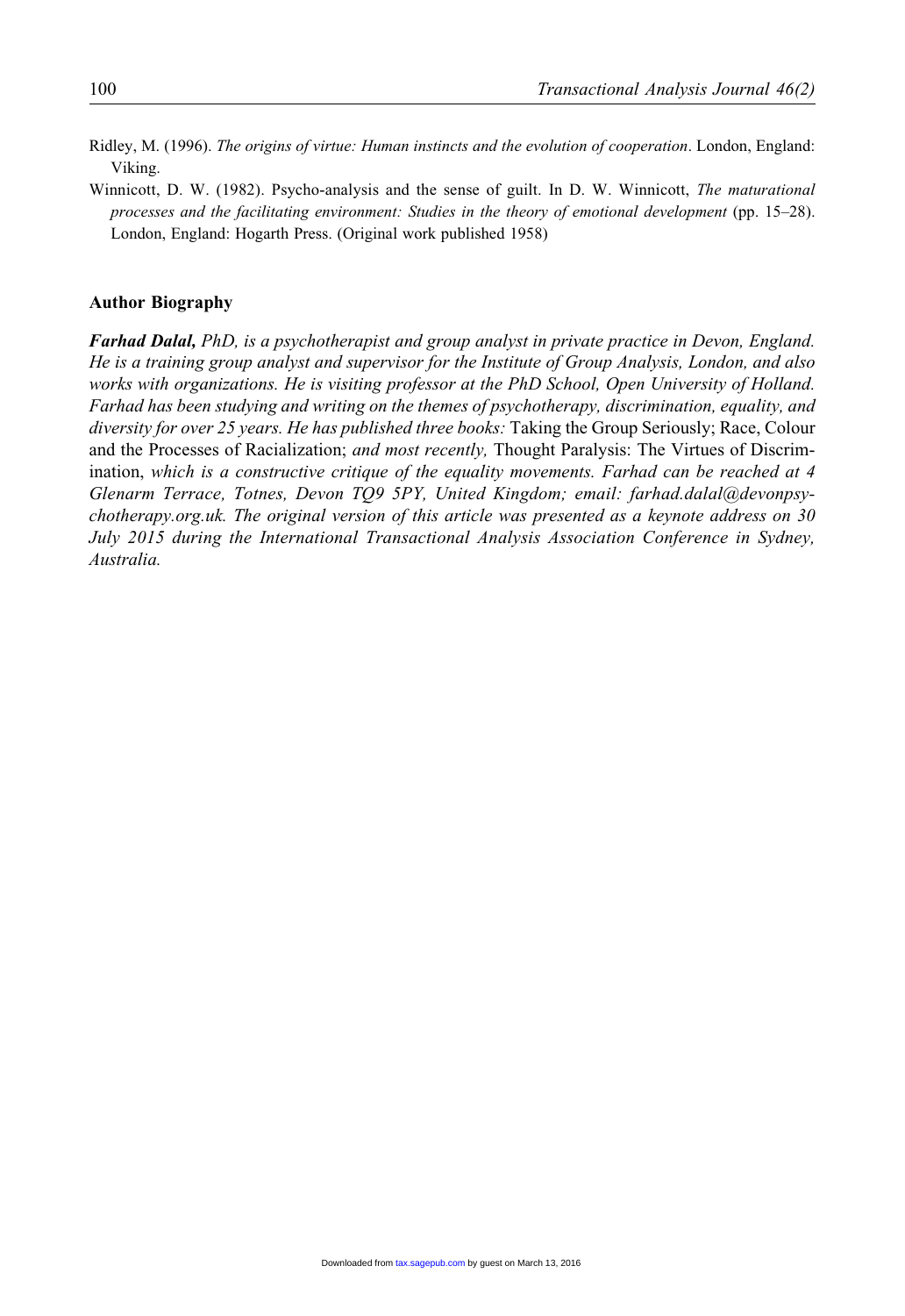Ridley, M. (1996). *The origins of virtue: Human instincts and the evolution of cooperation*. London, England: Viking.

Winnicott, D. W. (1982). Psycho-analysis and the sense of guilt. In D. W. Winnicott, *The maturational processes and the facilitating environment: Studies in the theory of emotional development* (pp. 15–28). London, England: Hogarth Press. (Original work published 1958)

## Author Biography

***Farhad Dalal,*** *PhD, is a psychotherapist and group analyst in private practice in Devon, England. He is a training group analyst and supervisor for the Institute of Group Analysis, London, and also works with organizations. He is visiting professor at the PhD School, Open University of Holland. Farhad has been studying and writing on the themes of psychotherapy, discrimination, equality, and diversity for over 25 years. He has published three books:* Taking the Group Seriously; Race, Colour and the Processes of Racialization; *and most recently,* Thought Paralysis: The Virtues of Discrimination, *which is a constructive critique of the equality movements. Farhad can be reached at 4 Glenarm Terrace, Totnes, Devon TQ9 5PY, United Kingdom; email: farhad.dalal@devonpsychotherapy.org.uk. The original version of this article was presented as a keynote address on 30 July 2015 during the International Transactional Analysis Association Conference in Sydney, Australia.*